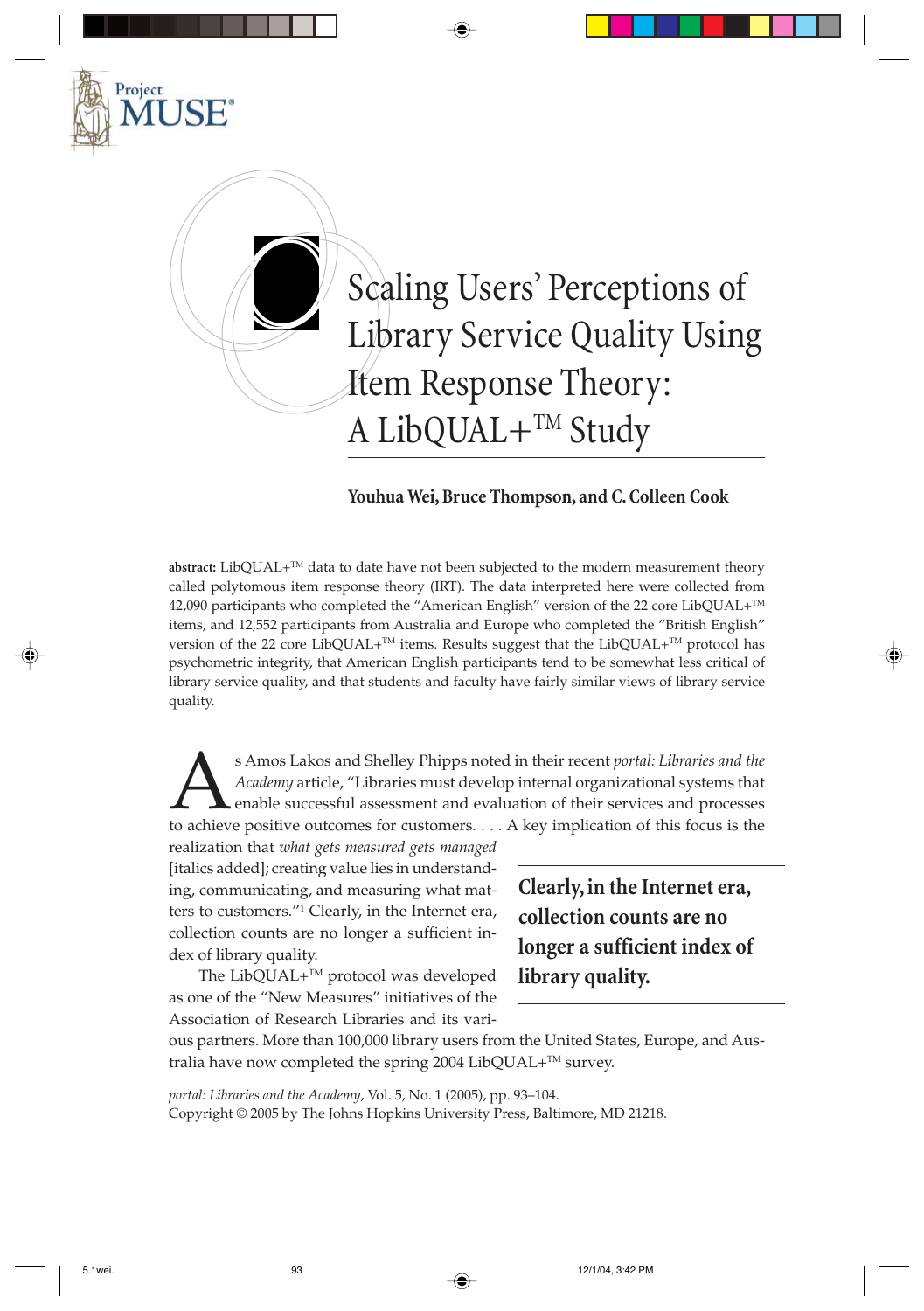# Scaling Users' Perceptions of Library Service Quality Using Item Response Theory: A LibQUAL+™ Study

**Youhua Wei, Bruce Thompson, and C. Colleen Cook**

**abstract:** LibQUAL+™ data to date have not been subjected to the modern measurement theory called polytomous item response theory (IRT). The data interpreted here were collected from 42,090 participants who completed the "American English" version of the 22 core LibQUAL+™ items, and 12,552 participants from Australia and Europe who completed the "British English" version of the 22 core LibQUAL+™ items. Results suggest that the LibQUAL+™ protocol has psychometric integrity, that American English participants tend to be somewhat less critical of library service quality, and that students and faculty have fairly similar views of library service quality.

As Amos Lakos and Shelley Phipps noted in their recent *portal: Libraries and the Academy* article, "Libraries must develop internal organizational systems that enable successful assessment and evaluation of their services and processes to achieve positive outcomes for customers. . . . A key implication of this focus is the realization that *what gets measured gets managed* [italics added]; creating value lies in understanding, communicating, and measuring what matters to customers."[1] Clearly, in the Internet era, collection counts are no longer a sufficient index of library quality.

> **Clearly, in the Internet era, collection counts are no longer a sufficient index of library quality.**

The LibQUAL+™ protocol was developed as one of the "New Measures" initiatives of the Association of Research Libraries and its various partners. More than 100,000 library users from the United States, Europe, and Australia have now completed the spring 2004 LibQUAL+™ survey.

*portal: Libraries and the Academy*, Vol. 5, No. 1 (2005), pp. 93–104.
Copyright © 2005 by The Johns Hopkins University Press, Baltimore, MD 21218.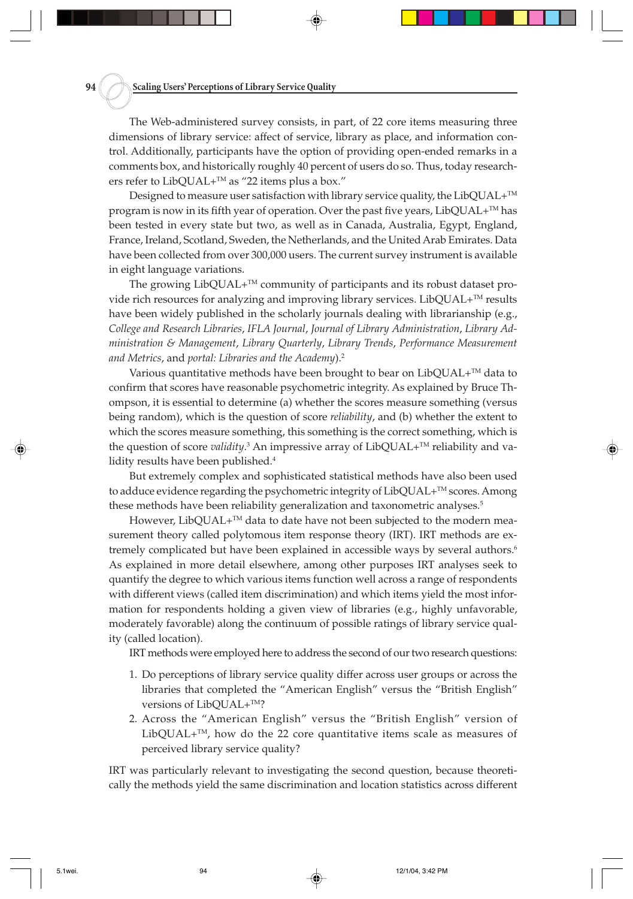The Web-administered survey consists, in part, of 22 core items measuring three dimensions of library service: affect of service, library as place, and information control. Additionally, participants have the option of providing open-ended remarks in a comments box, and historically roughly 40 percent of users do so. Thus, today researchers refer to LibQUAL+™ as "22 items plus a box."

Designed to measure user satisfaction with library service quality, the LibQUAL+™ program is now in its fifth year of operation. Over the past five years, LibQUAL+™ has been tested in every state but two, as well as in Canada, Australia, Egypt, England, France, Ireland, Scotland, Sweden, the Netherlands, and the United Arab Emirates. Data have been collected from over 300,000 users. The current survey instrument is available in eight language variations.

The growing LibQUAL+™ community of participants and its robust dataset provide rich resources for analyzing and improving library services. LibQUAL+™ results have been widely published in the scholarly journals dealing with librarianship (e.g., *College and Research Libraries*, *IFLA Journal*, *Journal of Library Administration*, *Library Administration & Management*, *Library Quarterly*, *Library Trends*, *Performance Measurement and Metrics*, and *portal: Libraries and the Academy*).[2]

Various quantitative methods have been brought to bear on LibQUAL+™ data to confirm that scores have reasonable psychometric integrity. As explained by Bruce Thompson, it is essential to determine (a) whether the scores measure something (versus being random), which is the question of score *reliability*, and (b) whether the extent to which the scores measure something, this something is the correct something, which is the question of score *validity*.[3] An impressive array of LibQUAL+™ reliability and validity results have been published.[4]

But extremely complex and sophisticated statistical methods have also been used to adduce evidence regarding the psychometric integrity of LibQUAL+™ scores. Among these methods have been reliability generalization and taxonometric analyses.[5]

However, LibQUAL+™ data to date have not been subjected to the modern measurement theory called polytomous item response theory (IRT). IRT methods are extremely complicated but have been explained in accessible ways by several authors.[6] As explained in more detail elsewhere, among other purposes IRT analyses seek to quantify the degree to which various items function well across a range of respondents with different views (called item discrimination) and which items yield the most information for respondents holding a given view of libraries (e.g., highly unfavorable, moderately favorable) along the continuum of possible ratings of library service quality (called location).

IRT methods were employed here to address the second of our two research questions:

1. Do perceptions of library service quality differ across user groups or across the libraries that completed the "American English" versus the "British English" versions of LibQUAL+™?
2. Across the "American English" versus the "British English" version of LibQUAL+™, how do the 22 core quantitative items scale as measures of perceived library service quality?

IRT was particularly relevant to investigating the second question, because theoretically the methods yield the same discrimination and location statistics across different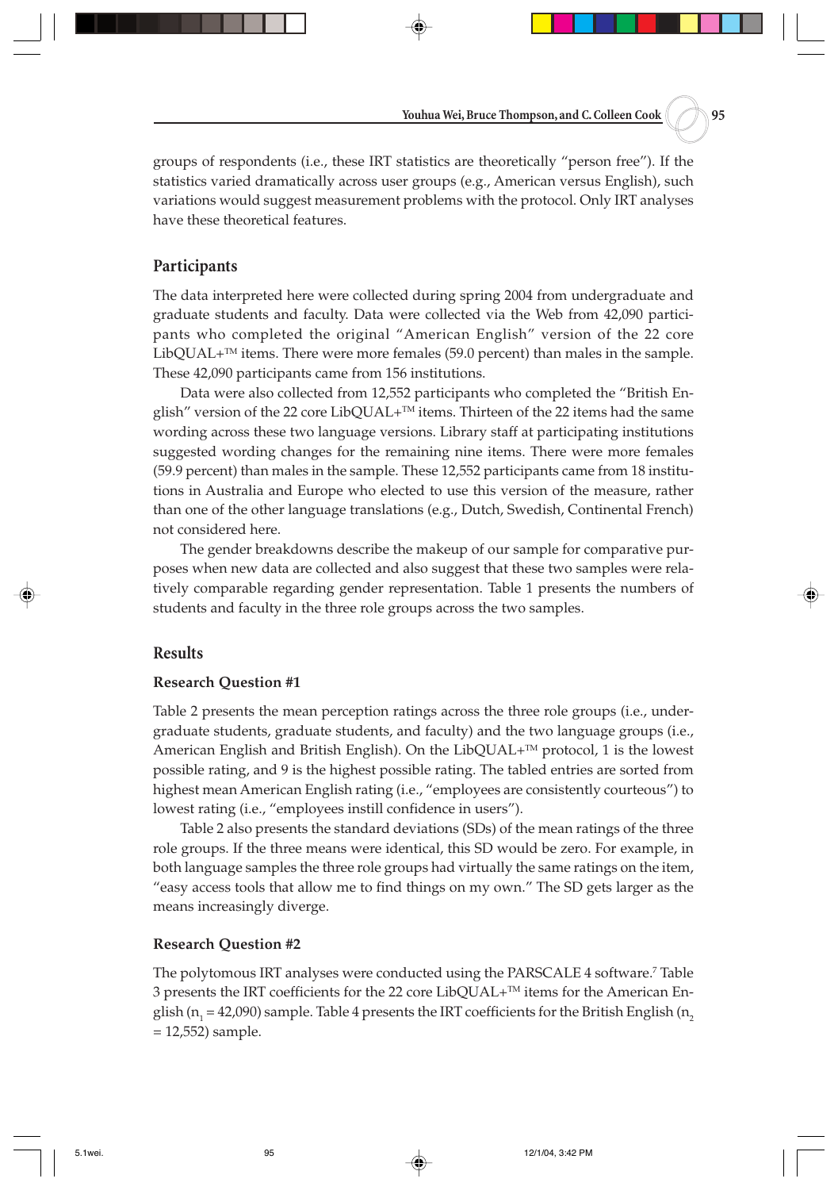groups of respondents (i.e., these IRT statistics are theoretically "person free"). If the statistics varied dramatically across user groups (e.g., American versus English), such variations would suggest measurement problems with the protocol. Only IRT analyses have these theoretical features.

## Participants

The data interpreted here were collected during spring 2004 from undergraduate and graduate students and faculty. Data were collected via the Web from 42,090 participants who completed the original "American English" version of the 22 core LibQUAL+™ items. There were more females (59.0 percent) than males in the sample. These 42,090 participants came from 156 institutions.

Data were also collected from 12,552 participants who completed the "British English" version of the 22 core LibQUAL+™ items. Thirteen of the 22 items had the same wording across these two language versions. Library staff at participating institutions suggested wording changes for the remaining nine items. There were more females (59.9 percent) than males in the sample. These 12,552 participants came from 18 institutions in Australia and Europe who elected to use this version of the measure, rather than one of the other language translations (e.g., Dutch, Swedish, Continental French) not considered here.

The gender breakdowns describe the makeup of our sample for comparative purposes when new data are collected and also suggest that these two samples were relatively comparable regarding gender representation. Table 1 presents the numbers of students and faculty in the three role groups across the two samples.

## Results

### Research Question #1

Table 2 presents the mean perception ratings across the three role groups (i.e., undergraduate students, graduate students, and faculty) and the two language groups (i.e., American English and British English). On the LibQUAL+™ protocol, 1 is the lowest possible rating, and 9 is the highest possible rating. The tabled entries are sorted from highest mean American English rating (i.e., "employees are consistently courteous") to lowest rating (i.e., "employees instill confidence in users").

Table 2 also presents the standard deviations (SDs) of the mean ratings of the three role groups. If the three means were identical, this SD would be zero. For example, in both language samples the three role groups had virtually the same ratings on the item, "easy access tools that allow me to find things on my own." The SD gets larger as the means increasingly diverge.

### Research Question #2

The polytomous IRT analyses were conducted using the PARSCALE 4 software.[7] Table 3 presents the IRT coefficients for the 22 core LibQUAL+™ items for the American English ($n_1$ = 42,090) sample. Table 4 presents the IRT coefficients for the British English ($n_2$ = 12,552) sample.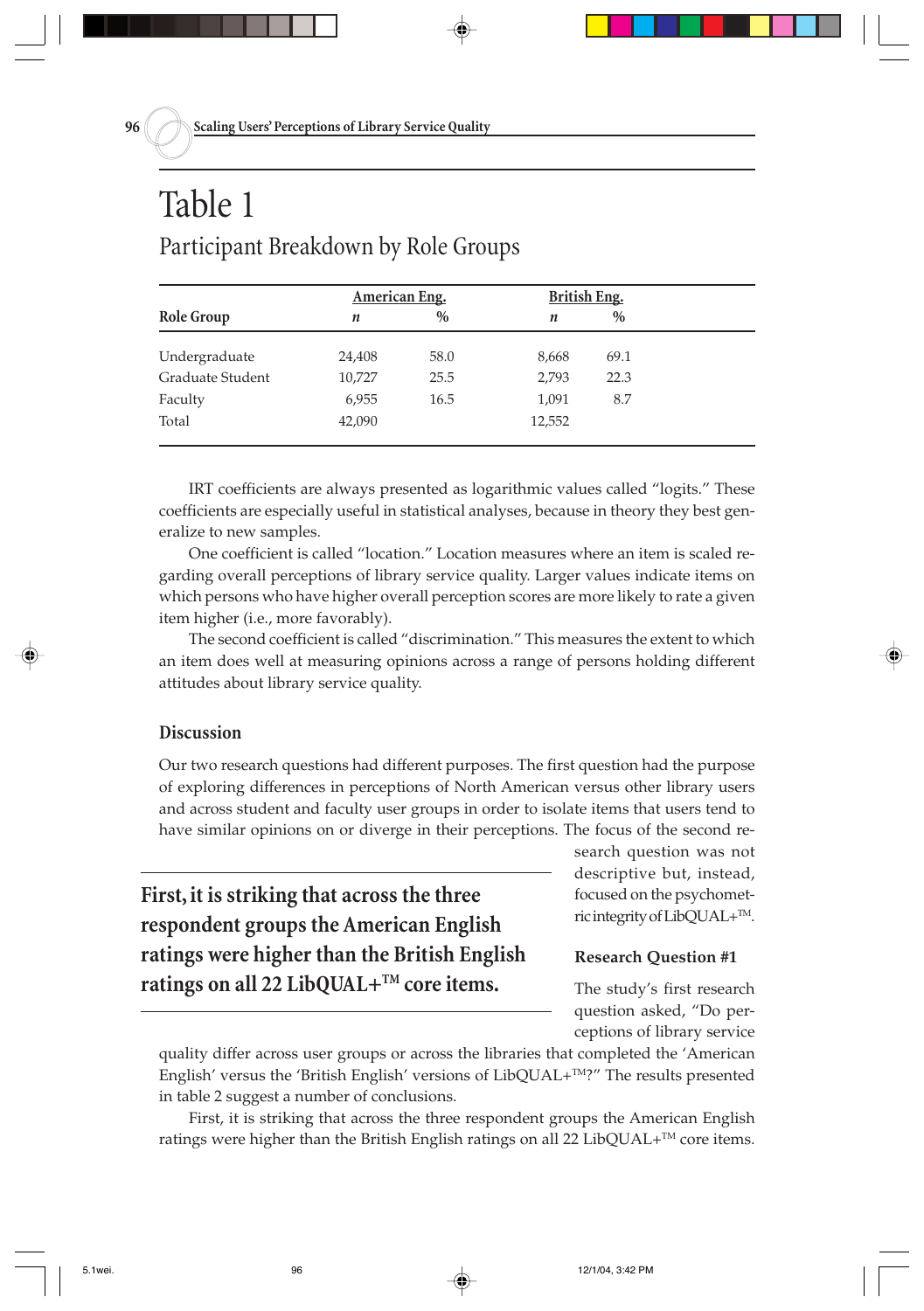# Table 1

## Participant Breakdown by Role Groups

| Role Group | American Eng. | | British Eng. | |
|---|---|---|---|---|
| | *n* | % | *n* | % |
| Undergraduate | 24,408 | 58.0 | 8,668 | 69.1 |
| Graduate Student | 10,727 | 25.5 | 2,793 | 22.3 |
| Faculty | 6,955 | 16.5 | 1,091 | 8.7 |
| Total | 42,090 | | 12,552 | |

IRT coefficients are always presented as logarithmic values called "logits." These coefficients are especially useful in statistical analyses, because in theory they best generalize to new samples.

One coefficient is called "location." Location measures where an item is scaled regarding overall perceptions of library service quality. Larger values indicate items on which persons who have higher overall perception scores are more likely to rate a given item higher (i.e., more favorably).

The second coefficient is called "discrimination." This measures the extent to which an item does well at measuring opinions across a range of persons holding different attitudes about library service quality.

## Discussion

Our two research questions had different purposes. The first question had the purpose of exploring differences in perceptions of North American versus other library users and across student and faculty user groups in order to isolate items that users tend to have similar opinions on or diverge in their perceptions. The focus of the second research question was not descriptive but, instead, focused on the psychometric integrity of LibQUAL+™.

> **First, it is striking that across the three respondent groups the American English ratings were higher than the British English ratings on all 22 LibQUAL+™ core items.**

### Research Question #1

The study's first research question asked, "Do perceptions of library service quality differ across user groups or across the libraries that completed the 'American English' versus the 'British English' versions of LibQUAL+™?" The results presented in table 2 suggest a number of conclusions.

First, it is striking that across the three respondent groups the American English ratings were higher than the British English ratings on all 22 LibQUAL+™ core items.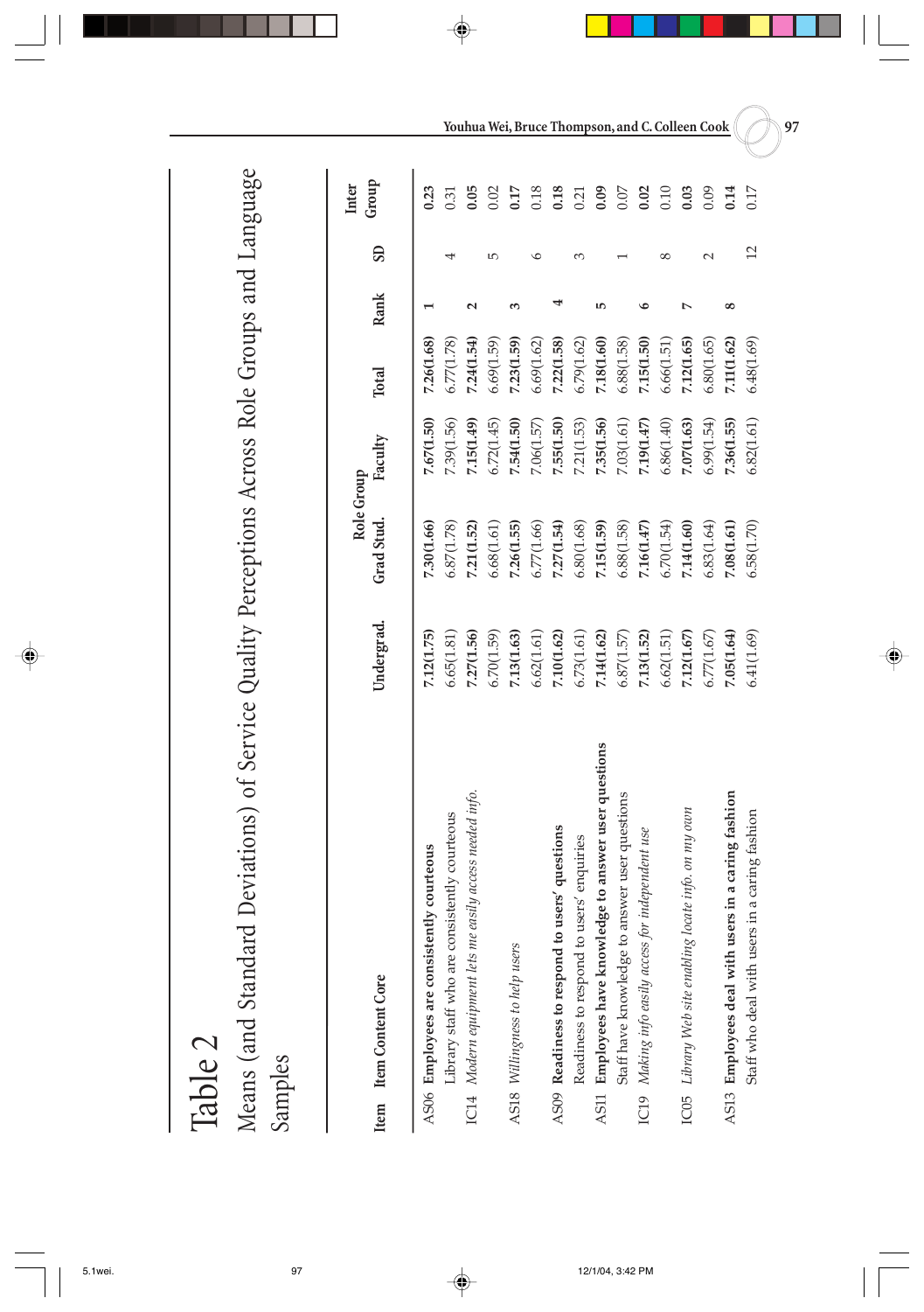## Table 2

Means (and Standard Deviations) of Service Quality Perceptions Across Role Groups and Language Samples

| Item | Item Content Core | Undergrad. | Role Group Grad Stud. | Faculty | Total | Rank | SD | Inter Group |
|---|---|---|---|---|---|---|---|---|
| AS06 | **Employees are consistently courteous** | **7.12(1.75)** | **7.30(1.66)** | **7.67(1.50)** | **7.26(1.68)** | **1** | | **0.23** |
| | Library staff who are consistently courteous | 6.65(1.81) | 6.87(1.78) | 7.39(1.56) | 6.77(1.78) | | 4 | 0.31 |
| IC14 | *Modern equipment lets me easily access needed info.* | **7.27(1.56)** | **7.21(1.52)** | **7.15(1.49)** | **7.24(1.54)** | **2** | | **0.05** |
| | | 6.70(1.59) | 6.68(1.61) | 6.72(1.45) | 6.69(1.59) | | 5 | 0.02 |
| AS18 | *Willingness to help users* | **7.13(1.63)** | **7.26(1.55)** | **7.54(1.50)** | **7.23(1.59)** | **3** | | **0.17** |
| | | 6.62(1.61) | 6.77(1.66) | 7.06(1.57) | 6.69(1.62) | | 6 | 0.18 |
| AS09 | **Readiness to respond to users' questions** | **7.10(1.62)** | **7.27(1.54)** | **7.55(1.50)** | **7.22(1.58)** | **4** | | **0.18** |
| | Readiness to respond to users' enquiries | 6.73(1.61) | 6.80(1.68) | 7.21(1.53) | 6.79(1.62) | | 3 | 0.21 |
| AS11 | **Employees have knowledge to answer user questions** | **7.14(1.62)** | **7.15(1.59)** | **7.35(1.56)** | **7.18(1.60)** | **5** | | **0.09** |
| | Staff have knowledge to answer user questions | 6.87(1.57) | 6.88(1.58) | 7.03(1.61) | 6.88(1.58) | | 1 | 0.07 |
| IC19 | *Making info easily access for independent use* | **7.13(1.52)** | **7.16(1.47)** | **7.19(1.47)** | **7.15(1.50)** | **6** | | **0.02** |
| | | 6.62(1.51) | 6.70(1.54) | 6.86(1.40) | 6.66(1.51) | | 8 | 0.10 |
| IC05 | *Library Web site enabling locate info. on my own* | **7.12(1.67)** | **7.14(1.60)** | **7.07(1.63)** | **7.12(1.65)** | **7** | | **0.03** |
| | | 6.77(1.67) | 6.83(1.64) | 6.99(1.54) | 6.80(1.65) | | 2 | 0.09 |
| AS13 | **Employees deal with users in a caring fashion** | **7.05(1.64)** | **7.08(1.61)** | **7.36(1.55)** | **7.11(1.62)** | **8** | | **0.14** |
| | Staff who deal with users in a caring fashion | 6.41(1.69) | 6.58(1.70) | 6.82(1.61) | 6.48(1.69) | | 12 | 0.17 |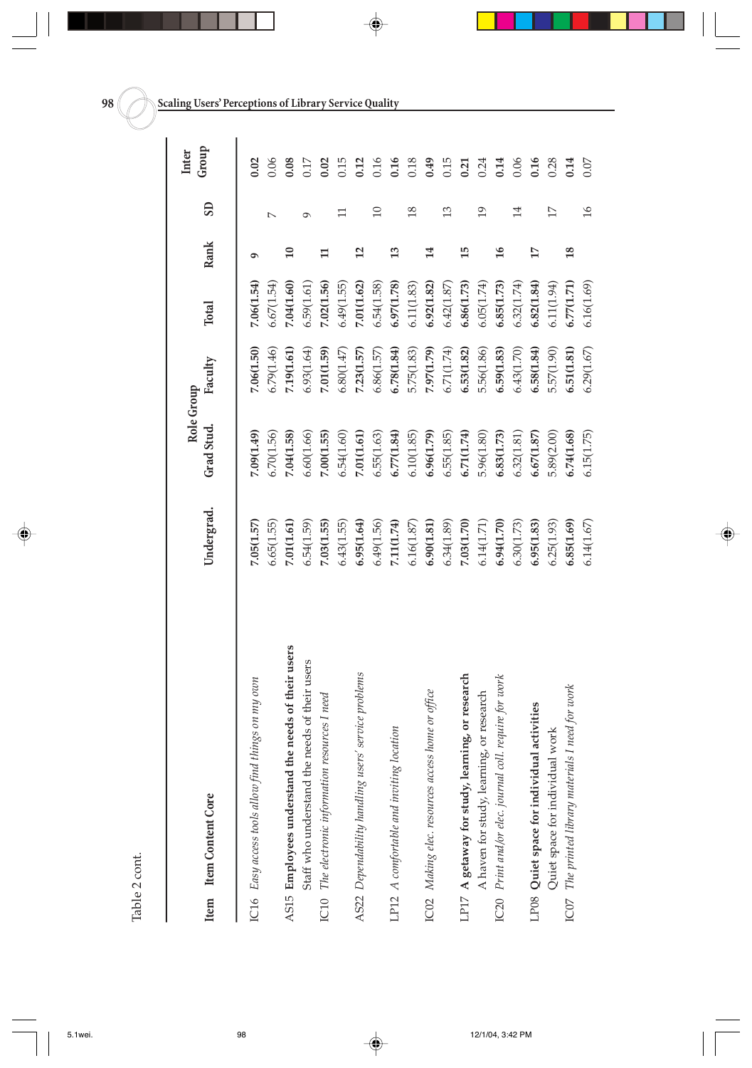Table 2 cont.

| Item | Item Content Core | Role Group Undergrad. | Grad Stud. | Faculty | Total | Rank | SD | Inter Group |
|---|---|---|---|---|---|---|---|---|
| IC16 | *Easy access tools allow find things on my own* | **7.05(1.57)** | **7.09(1.49)** | **7.06(1.50)** | **7.06(1.54)** | **9** | | **0.02** |
| | | 6.65(1.55) | 6.70(1.56) | 6.79(1.46) | 6.67(1.54) | | 7 | 0.06 |
| AS15 | **Employees understand the needs of their users** | **7.01(1.61)** | **7.04(1.58)** | **7.19(1.61)** | **7.04(1.60)** | **10** | | **0.08** |
| | Staff who understand the needs of their users | 6.54(1.59) | 6.60(1.66) | 6.93(1.64) | 6.59(1.61) | | 9 | 0.17 |
| IC10 | *The electronic information resources I need* | **7.03(1.55)** | **7.00(1.55)** | **7.01(1.59)** | **7.02(1.56)** | **11** | | **0.02** |
| | | 6.43(1.55) | 6.54(1.60) | 6.80(1.47) | 6.49(1.55) | | 11 | 0.15 |
| AS22 | *Dependability handling users' service problems* | **6.95(1.64)** | **7.01(1.61)** | **7.23(1.57)** | **7.01(1.62)** | **12** | | **0.12** |
| | | 6.49(1.56) | 6.55(1.63) | 6.86(1.57) | 6.54(1.58) | | 10 | 0.16 |
| LP12 | *A comfortable and inviting location* | **7.11(1.74)** | **6.77(1.84)** | **6.78(1.84)** | **6.97(1.78)** | **13** | | **0.16** |
| | | 6.16(1.87) | 6.10(1.85) | 5.75(1.83) | 6.11(1.83) | | 18 | 0.18 |
| IC02 | *Making elec. resources access home or office* | **6.90(1.81)** | **6.96(1.79)** | **7.97(1.79)** | **6.92(1.82)** | **14** | | **0.49** |
| | | 6.34(1.89) | 6.55(1.85) | 6.71(1.74) | 6.42(1.87) | | 13 | 0.15 |
| LP17 | **A getaway for study, learning, or research** | **7.03(1.70)** | **6.71(1.74)** | **6.53(1.82)** | **6.86(1.73)** | **15** | | **0.21** |
| | A haven for study, learning, or research | 6.14(1.71) | 5.96(1.80) | 5.56(1.86) | 6.05(1.74) | | 19 | 0.24 |
| IC20 | *Print and/or elec. journal coll. require for work* | **6.94(1.70)** | **6.83(1.73)** | **6.59(1.83)** | **6.85(1.73)** | **16** | | **0.14** |
| | | 6.30(1.73) | 6.32(1.81) | 6.43(1.70) | 6.32(1.74) | | 14 | 0.06 |
| LP08 | **Quiet space for individual activities** | **6.95(1.83)** | **6.67(1.87)** | **6.58(1.84)** | **6.82(1.84)** | **17** | | **0.16** |
| | Quiet space for individual work | 6.25(1.93) | 5.89(2.00) | 5.57(1.90) | 6.11(1.94) | | 17 | 0.28 |
| IC07 | *The printed library materials I need for work* | **6.85(1.69)** | **6.74(1.68)** | **6.51(1.81)** | **6.77(1.71)** | **18** | | **0.14** |
| | | 6.14(1.67) | 6.15(1.75) | 6.29(1.67) | 6.16(1.69) | | 16 | 0.07 |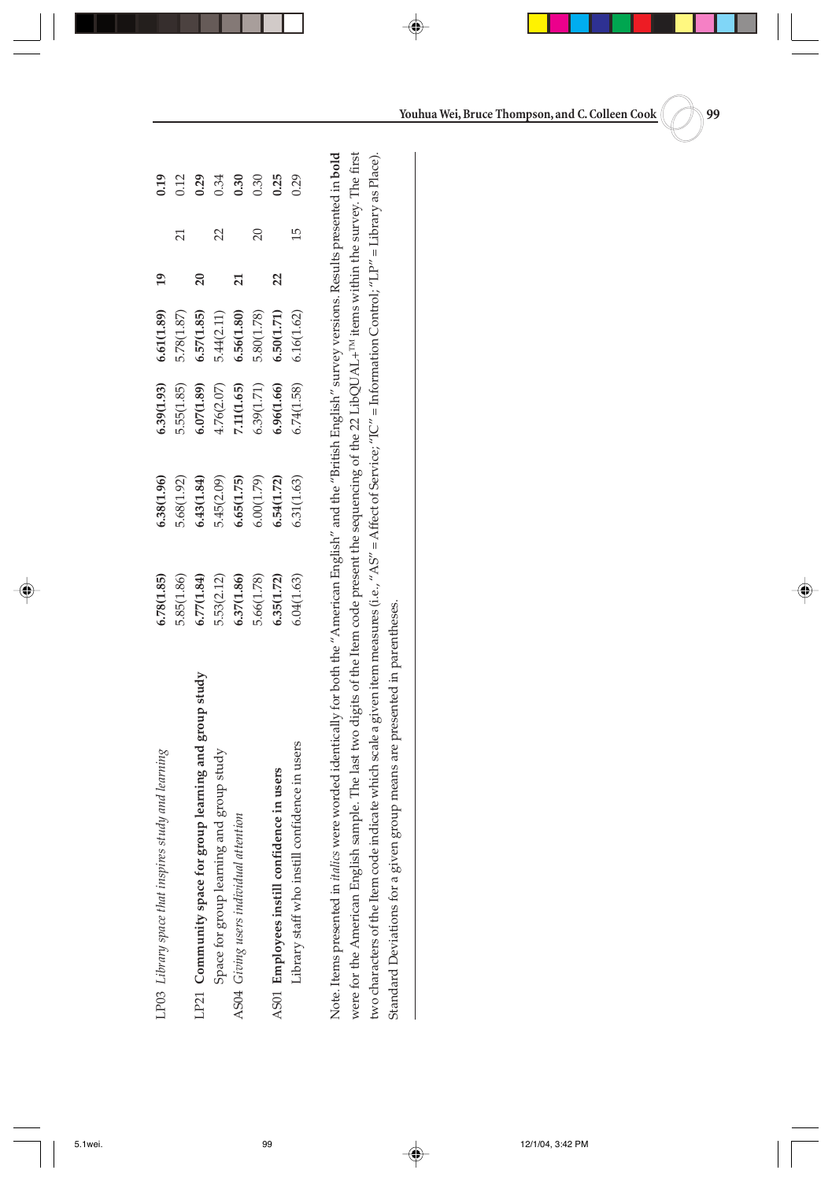| | | | | | | | |
|---|---|---|---|---|---|---|---|
| LP03 *Library space that inspires study and learning* | **6.78(1.85)** | **6.38(1.96)** | **6.39(1.93)** | **6.61(1.89)** | **19** | | **0.19** |
| | 5.85(1.86) | 5.68(1.92) | 5.55(1.85) | 5.78(1.87) | | 21 | 0.12 |
| LP21 **Community space for group learning and group study** | **6.77(1.84)** | **6.43(1.84)** | **6.07(1.89)** | **6.57(1.85)** | **20** | | **0.29** |
| Space for group learning and group study | 5.53(2.12) | 5.45(2.09) | 4.76(2.07) | 5.44(2.11) | | 22 | 0.34 |
| AS04 *Giving users individual attention* | **6.37(1.86)** | **6.65(1.75)** | **7.11(1.65)** | **6.56(1.80)** | **21** | | **0.30** |
| | 5.66(1.78) | 6.00(1.79) | 6.39(1.71) | 5.80(1.78) | | 20 | 0.30 |
| AS01 **Employees instill confidence in users** | **6.35(1.72)** | **6.54(1.72)** | **6.96(1.66)** | **6.50(1.71)** | **22** | | **0.25** |
| Library staff who instill confidence in users | 6.04(1.63) | 6.31(1.63) | 6.74(1.58) | 6.16(1.62) | | 15 | 0.29 |

Note. Items presented in *italics* were worded identically for both the "American English" and the "British English" survey versions. Results presented in **bold** were for the American English sample. The last two digits of the Item code present the sequencing of the 22 LibQUAL+™ items within the survey. The first two characters of the Item code indicate which scale a given item measures (i.e., "AS" = Affect of Service; "IC" = Information Control; "LP" = Library as Place). Standard Deviations for a given group means are presented in parentheses.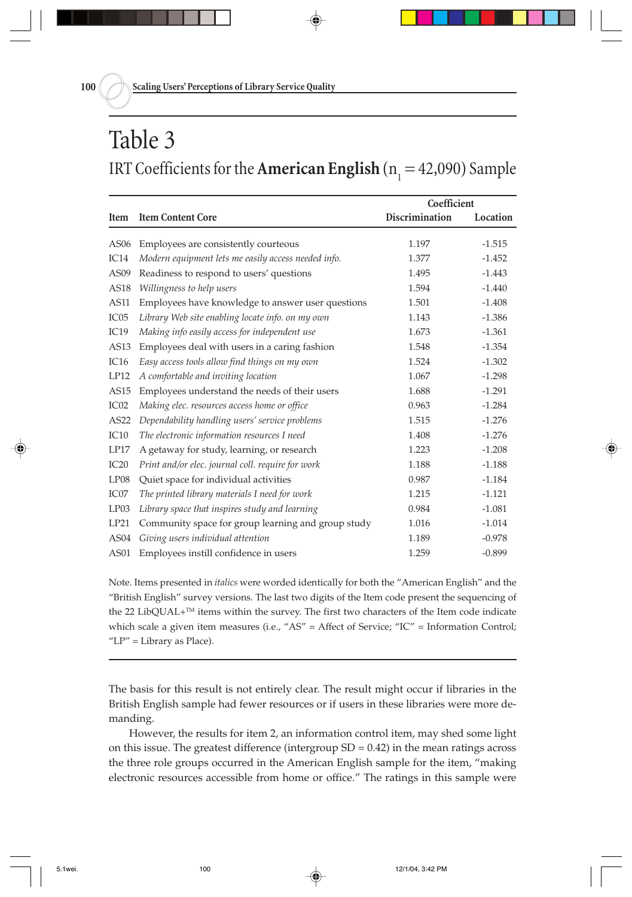## Table 3

IRT Coefficients for the **American English** ($n_1$ = 42,090) Sample

| Item | Item Content Core | Coefficient Discrimination | Location |
|---|---|---|---|
| AS06 | Employees are consistently courteous | 1.197 | -1.515 |
| IC14 | *Modern equipment lets me easily access needed info.* | 1.377 | -1.452 |
| AS09 | Readiness to respond to users' questions | 1.495 | -1.443 |
| AS18 | *Willingness to help users* | 1.594 | -1.440 |
| AS11 | Employees have knowledge to answer user questions | 1.501 | -1.408 |
| IC05 | *Library Web site enabling locate info. on my own* | 1.143 | -1.386 |
| IC19 | *Making info easily access for independent use* | 1.673 | -1.361 |
| AS13 | Employees deal with users in a caring fashion | 1.548 | -1.354 |
| IC16 | *Easy access tools allow find things on my own* | 1.524 | -1.302 |
| LP12 | *A comfortable and inviting location* | 1.067 | -1.298 |
| AS15 | Employees understand the needs of their users | 1.688 | -1.291 |
| IC02 | *Making elec. resources access home or office* | 0.963 | -1.284 |
| AS22 | *Dependability handling users' service problems* | 1.515 | -1.276 |
| IC10 | *The electronic information resources I need* | 1.408 | -1.276 |
| LP17 | A getaway for study, learning, or research | 1.223 | -1.208 |
| IC20 | *Print and/or elec. journal coll. require for work* | 1.188 | -1.188 |
| LP08 | Quiet space for individual activities | 0.987 | -1.184 |
| IC07 | *The printed library materials I need for work* | 1.215 | -1.121 |
| LP03 | *Library space that inspires study and learning* | 0.984 | -1.081 |
| LP21 | Community space for group learning and group study | 1.016 | -1.014 |
| AS04 | *Giving users individual attention* | 1.189 | -0.978 |
| AS01 | Employees instill confidence in users | 1.259 | -0.899 |

Note. Items presented in *italics* were worded identically for both the "American English" and the "British English" survey versions. The last two digits of the Item code present the sequencing of the 22 LibQUAL+™ items within the survey. The first two characters of the Item code indicate which scale a given item measures (i.e., "AS" = Affect of Service; "IC" = Information Control; "LP" = Library as Place).

The basis for this result is not entirely clear. The result might occur if libraries in the British English sample had fewer resources or if users in these libraries were more demanding.

However, the results for item 2, an information control item, may shed some light on this issue. The greatest difference (intergroup SD = 0.42) in the mean ratings across the three role groups occurred in the American English sample for the item, "making electronic resources accessible from home or office." The ratings in this sample were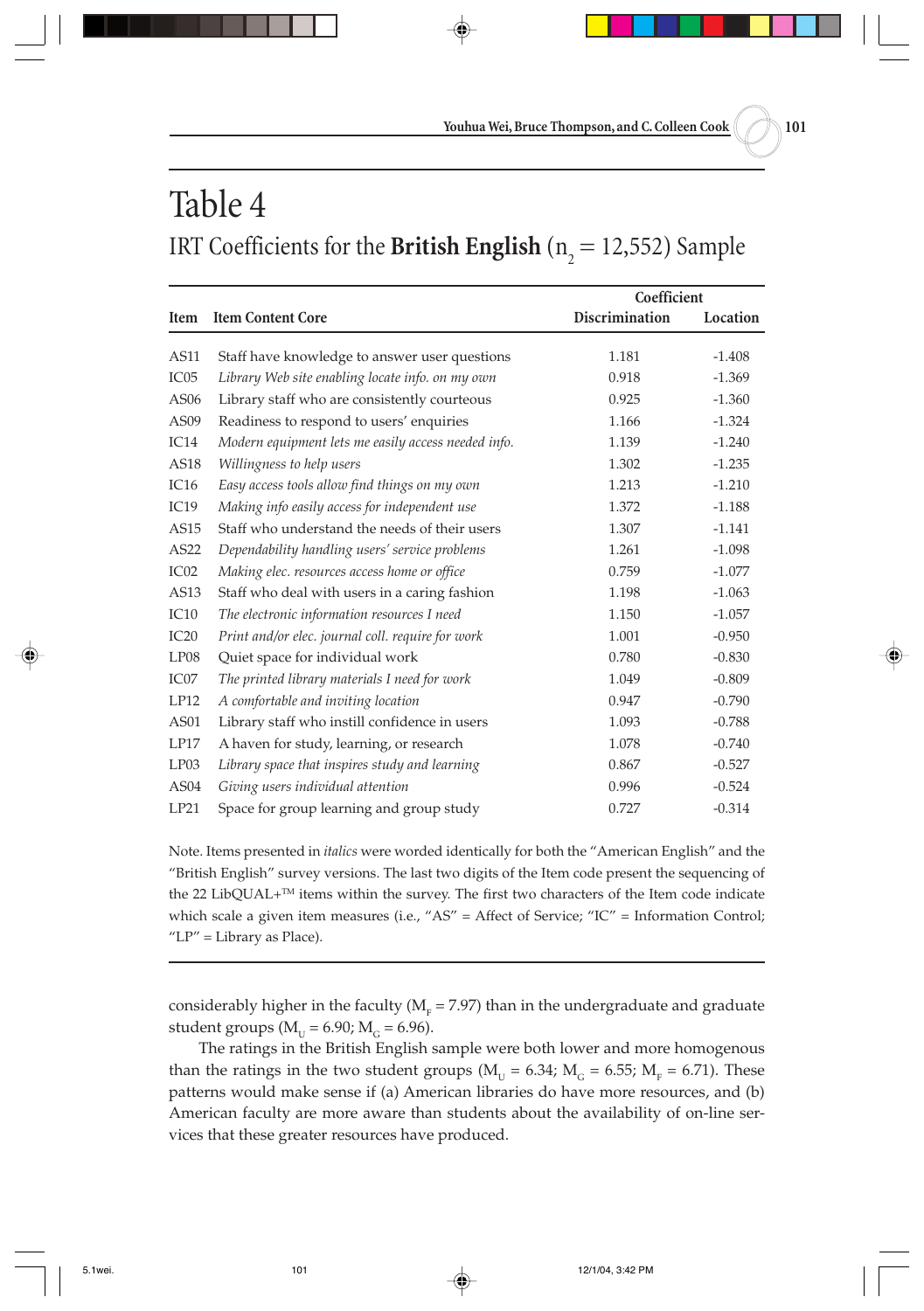# Table 4

IRT Coefficients for the **British English** ($n_2$ = 12,552) Sample

| Item | Item Content Core | Coefficient Discrimination | Location |
|---|---|---|---|
| AS11 | Staff have knowledge to answer user questions | 1.181 | -1.408 |
| IC05 | *Library Web site enabling locate info. on my own* | 0.918 | -1.369 |
| AS06 | Library staff who are consistently courteous | 0.925 | -1.360 |
| AS09 | Readiness to respond to users' enquiries | 1.166 | -1.324 |
| IC14 | *Modern equipment lets me easily access needed info.* | 1.139 | -1.240 |
| AS18 | *Willingness to help users* | 1.302 | -1.235 |
| IC16 | *Easy access tools allow find things on my own* | 1.213 | -1.210 |
| IC19 | *Making info easily access for independent use* | 1.372 | -1.188 |
| AS15 | Staff who understand the needs of their users | 1.307 | -1.141 |
| AS22 | *Dependability handling users' service problems* | 1.261 | -1.098 |
| IC02 | *Making elec. resources access home or office* | 0.759 | -1.077 |
| AS13 | Staff who deal with users in a caring fashion | 1.198 | -1.063 |
| IC10 | *The electronic information resources I need* | 1.150 | -1.057 |
| IC20 | *Print and/or elec. journal coll. require for work* | 1.001 | -0.950 |
| LP08 | Quiet space for individual work | 0.780 | -0.830 |
| IC07 | *The printed library materials I need for work* | 1.049 | -0.809 |
| LP12 | *A comfortable and inviting location* | 0.947 | -0.790 |
| AS01 | Library staff who instill confidence in users | 1.093 | -0.788 |
| LP17 | A haven for study, learning, or research | 1.078 | -0.740 |
| LP03 | *Library space that inspires study and learning* | 0.867 | -0.527 |
| AS04 | *Giving users individual attention* | 0.996 | -0.524 |
| LP21 | Space for group learning and group study | 0.727 | -0.314 |

Note. Items presented in *italics* were worded identically for both the "American English" and the "British English" survey versions. The last two digits of the Item code present the sequencing of the 22 LibQUAL+™ items within the survey. The first two characters of the Item code indicate which scale a given item measures (i.e., "AS" = Affect of Service; "IC" = Information Control; "LP" = Library as Place).

considerably higher in the faculty ($M_F$ = 7.97) than in the undergraduate and graduate student groups ($M_U$ = 6.90; $M_G$ = 6.96).

The ratings in the British English sample were both lower and more homogenous than the ratings in the two student groups ($M_U$ = 6.34; $M_G$ = 6.55; $M_F$ = 6.71). These patterns would make sense if (a) American libraries do have more resources, and (b) American faculty are more aware than students about the availability of on-line services that these greater resources have produced.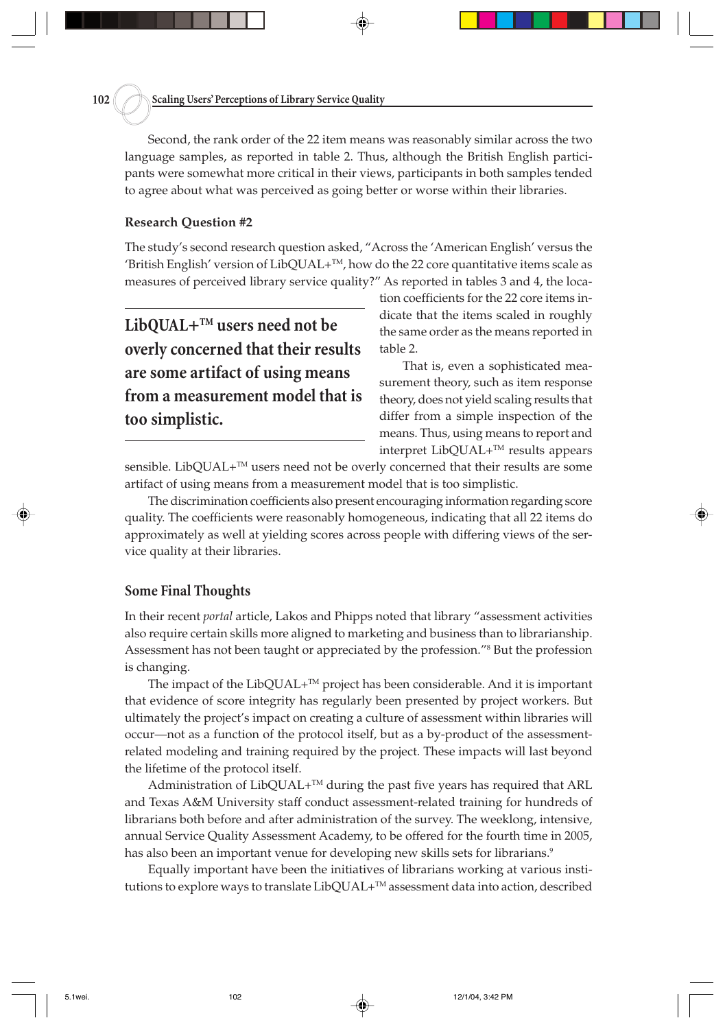Second, the rank order of the 22 item means was reasonably similar across the two language samples, as reported in table 2. Thus, although the British English participants were somewhat more critical in their views, participants in both samples tended to agree about what was perceived as going better or worse within their libraries.

### Research Question #2

The study's second research question asked, "Across the 'American English' versus the 'British English' version of LibQUAL+™, how do the 22 core quantitative items scale as measures of perceived library service quality?" As reported in tables 3 and 4, the location coefficients for the 22 core items indicate that the items scaled in roughly the same order as the means reported in table 2.

> **LibQUAL+™ users need not be overly concerned that their results are some artifact of using means from a measurement model that is too simplistic.**

That is, even a sophisticated measurement theory, such as item response theory, does not yield scaling results that differ from a simple inspection of the means. Thus, using means to report and interpret LibQUAL+™ results appears sensible. LibQUAL+™ users need not be overly concerned that their results are some artifact of using means from a measurement model that is too simplistic.

The discrimination coefficients also present encouraging information regarding score quality. The coefficients were reasonably homogeneous, indicating that all 22 items do approximately as well at yielding scores across people with differing views of the service quality at their libraries.

## Some Final Thoughts

In their recent *portal* article, Lakos and Phipps noted that library "assessment activities also require certain skills more aligned to marketing and business than to librarianship. Assessment has not been taught or appreciated by the profession."[8] But the profession is changing.

The impact of the LibQUAL+™ project has been considerable. And it is important that evidence of score integrity has regularly been presented by project workers. But ultimately the project's impact on creating a culture of assessment within libraries will occur—not as a function of the protocol itself, but as a by-product of the assessment-related modeling and training required by the project. These impacts will last beyond the lifetime of the protocol itself.

Administration of LibQUAL+™ during the past five years has required that ARL and Texas A&M University staff conduct assessment-related training for hundreds of librarians both before and after administration of the survey. The weeklong, intensive, annual Service Quality Assessment Academy, to be offered for the fourth time in 2005, has also been an important venue for developing new skills sets for librarians.[9]

Equally important have been the initiatives of librarians working at various institutions to explore ways to translate LibQUAL+™ assessment data into action, described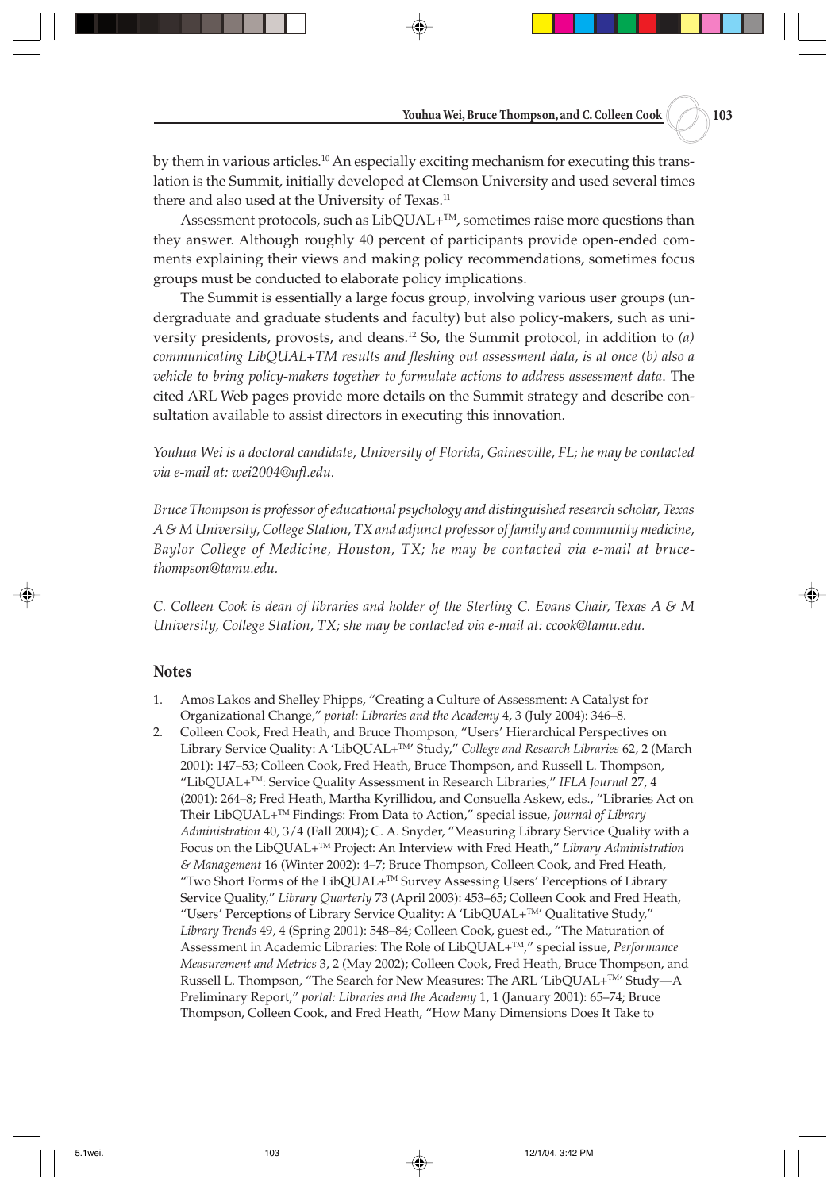by them in various articles.[10] An especially exciting mechanism for executing this translation is the Summit, initially developed at Clemson University and used several times there and also used at the University of Texas.[11]

Assessment protocols, such as LibQUAL+™, sometimes raise more questions than they answer. Although roughly 40 percent of participants provide open-ended comments explaining their views and making policy recommendations, sometimes focus groups must be conducted to elaborate policy implications.

The Summit is essentially a large focus group, involving various user groups (undergraduate and graduate students and faculty) but also policy-makers, such as university presidents, provosts, and deans.[12] So, the Summit protocol, in addition to *(a) communicating LibQUAL+TM results and fleshing out assessment data, is at once (b) also a vehicle to bring policy-makers together to formulate actions to address assessment data.* The cited ARL Web pages provide more details on the Summit strategy and describe consultation available to assist directors in executing this innovation.

*Youhua Wei is a doctoral candidate, University of Florida, Gainesville, FL; he may be contacted via e-mail at: wei2004@ufl.edu.*

*Bruce Thompson is professor of educational psychology and distinguished research scholar, Texas A & M University, College Station, TX and adjunct professor of family and community medicine, Baylor College of Medicine, Houston, TX; he may be contacted via e-mail at bruce-thompson@tamu.edu.*

*C. Colleen Cook is dean of libraries and holder of the Sterling C. Evans Chair, Texas A & M University, College Station, TX; she may be contacted via e-mail at: ccook@tamu.edu.*

## Notes

1. Amos Lakos and Shelley Phipps, "Creating a Culture of Assessment: A Catalyst for Organizational Change," *portal: Libraries and the Academy* 4, 3 (July 2004): 346–8.
2. Colleen Cook, Fred Heath, and Bruce Thompson, "Users' Hierarchical Perspectives on Library Service Quality: A 'LibQUAL+™' Study," *College and Research Libraries* 62, 2 (March 2001): 147–53; Colleen Cook, Fred Heath, Bruce Thompson, and Russell L. Thompson, "LibQUAL+™: Service Quality Assessment in Research Libraries," *IFLA Journal* 27, 4 (2001): 264–8; Fred Heath, Martha Kyrillidou, and Consuella Askew, eds., "Libraries Act on Their LibQUAL+™ Findings: From Data to Action," special issue, *Journal of Library Administration* 40, 3/4 (Fall 2004); C. A. Snyder, "Measuring Library Service Quality with a Focus on the LibQUAL+™ Project: An Interview with Fred Heath," *Library Administration & Management* 16 (Winter 2002): 4–7; Bruce Thompson, Colleen Cook, and Fred Heath, "Two Short Forms of the LibQUAL+™ Survey Assessing Users' Perceptions of Library Service Quality," *Library Quarterly* 73 (April 2003): 453–65; Colleen Cook and Fred Heath, "Users' Perceptions of Library Service Quality: A 'LibQUAL+™' Qualitative Study," *Library Trends* 49, 4 (Spring 2001): 548–84; Colleen Cook, guest ed., "The Maturation of Assessment in Academic Libraries: The Role of LibQUAL+™," special issue, *Performance Measurement and Metrics* 3, 2 (May 2002); Colleen Cook, Fred Heath, Bruce Thompson, and Russell L. Thompson, "The Search for New Measures: The ARL 'LibQUAL+™' Study—A Preliminary Report," *portal: Libraries and the Academy* 1, 1 (January 2001): 65–74; Bruce Thompson, Colleen Cook, and Fred Heath, "How Many Dimensions Does It Take to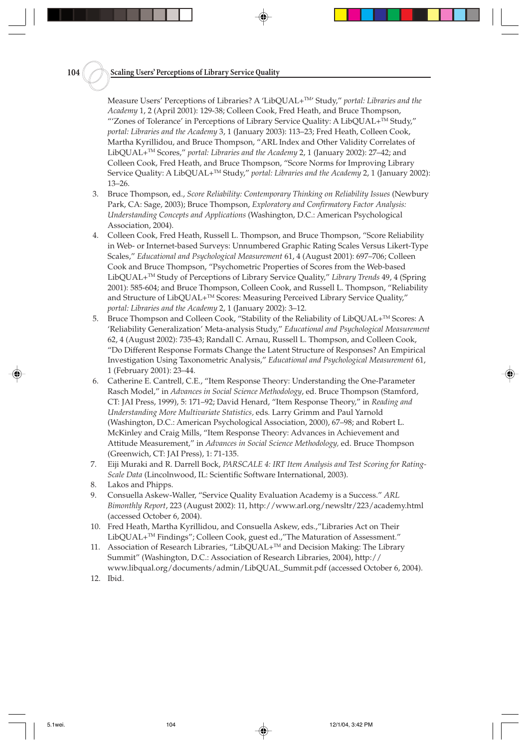Measure Users' Perceptions of Libraries? A 'LibQUAL+™' Study," *portal: Libraries and the Academy* 1, 2 (April 2001): 129-38; Colleen Cook, Fred Heath, and Bruce Thompson, "'Zones of Tolerance' in Perceptions of Library Service Quality: A LibQUAL+™ Study," *portal: Libraries and the Academy* 3, 1 (January 2003): 113–23; Fred Heath, Colleen Cook, Martha Kyrillidou, and Bruce Thompson, "ARL Index and Other Validity Correlates of LibQUAL+™ Scores," *portal: Libraries and the Academy* 2, 1 (January 2002): 27–42; and Colleen Cook, Fred Heath, and Bruce Thompson, "Score Norms for Improving Library Service Quality: A LibQUAL+™ Study," *portal: Libraries and the Academy* 2, 1 (January 2002): 13–26.

3. Bruce Thompson, ed., *Score Reliability: Contemporary Thinking on Reliability Issues* (Newbury Park, CA: Sage, 2003); Bruce Thompson, *Exploratory and Confirmatory Factor Analysis: Understanding Concepts and Applications* (Washington, D.C.: American Psychological Association, 2004).
4. Colleen Cook, Fred Heath, Russell L. Thompson, and Bruce Thompson, "Score Reliability in Web- or Internet-based Surveys: Unnumbered Graphic Rating Scales Versus Likert-Type Scales," *Educational and Psychological Measurement* 61, 4 (August 2001): 697–706; Colleen Cook and Bruce Thompson, "Psychometric Properties of Scores from the Web-based LibQUAL+™ Study of Perceptions of Library Service Quality," *Library Trends* 49, 4 (Spring 2001): 585-604; and Bruce Thompson, Colleen Cook, and Russell L. Thompson, "Reliability and Structure of LibQUAL+™ Scores: Measuring Perceived Library Service Quality," *portal: Libraries and the Academy* 2, 1 (January 2002): 3–12.
5. Bruce Thompson and Colleen Cook, "Stability of the Reliability of LibQUAL+™ Scores: A 'Reliability Generalization' Meta-analysis Study," *Educational and Psychological Measurement* 62, 4 (August 2002): 735-43; Randall C. Arnau, Russell L. Thompson, and Colleen Cook, "Do Different Response Formats Change the Latent Structure of Responses? An Empirical Investigation Using Taxonometric Analysis," *Educational and Psychological Measurement* 61, 1 (February 2001): 23–44.
6. Catherine E. Cantrell, C.E., "Item Response Theory: Understanding the One-Parameter Rasch Model," in *Advances in Social Science Methodology*, ed. Bruce Thompson (Stamford, CT: JAI Press, 1999), 5: 171–92; David Henard, "Item Response Theory," in *Reading and Understanding More Multivariate Statistics*, eds. Larry Grimm and Paul Yarnold (Washington, D.C.: American Psychological Association, 2000), 67–98; and Robert L. McKinley and Craig Mills, "Item Response Theory: Advances in Achievement and Attitude Measurement," in *Advances in Social Science Methodology*, ed. Bruce Thompson (Greenwich, CT: JAI Press), 1: 71-135.
7. Eiji Muraki and R. Darrell Bock, *PARSCALE 4: IRT Item Analysis and Test Scoring for Rating-Scale Data* (Lincolnwood, IL: Scientific Software International, 2003).
8. Lakos and Phipps.
9. Consuella Askew-Waller, "Service Quality Evaluation Academy is a Success." *ARL Bimonthly Report*, 223 (August 2002): 11, http://www.arl.org/newsltr/223/academy.html (accessed October 6, 2004).
10. Fred Heath, Martha Kyrillidou, and Consuella Askew, eds.,"Libraries Act on Their LibQUAL+™ Findings"; Colleen Cook, guest ed.,"The Maturation of Assessment."
11. Association of Research Libraries, "LibQUAL+™ and Decision Making: The Library Summit" (Washington, D.C.: Association of Research Libraries, 2004), http://www.libqual.org/documents/admin/LibQUAL_Summit.pdf (accessed October 6, 2004).
12. Ibid.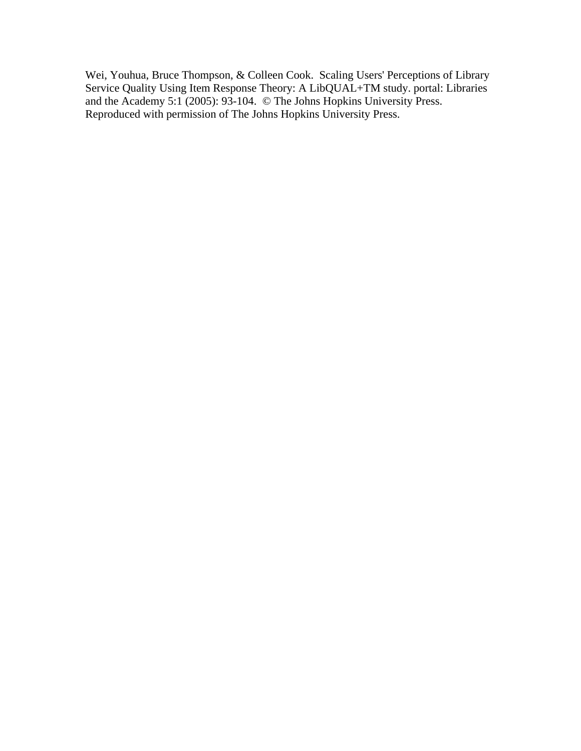Wei, Youhua, Bruce Thompson, & Colleen Cook. Scaling Users' Perceptions of Library Service Quality Using Item Response Theory: A LibQUAL+TM study. portal: Libraries and the Academy 5:1 (2005): 93-104. © The Johns Hopkins University Press. Reproduced with permission of The Johns Hopkins University Press.